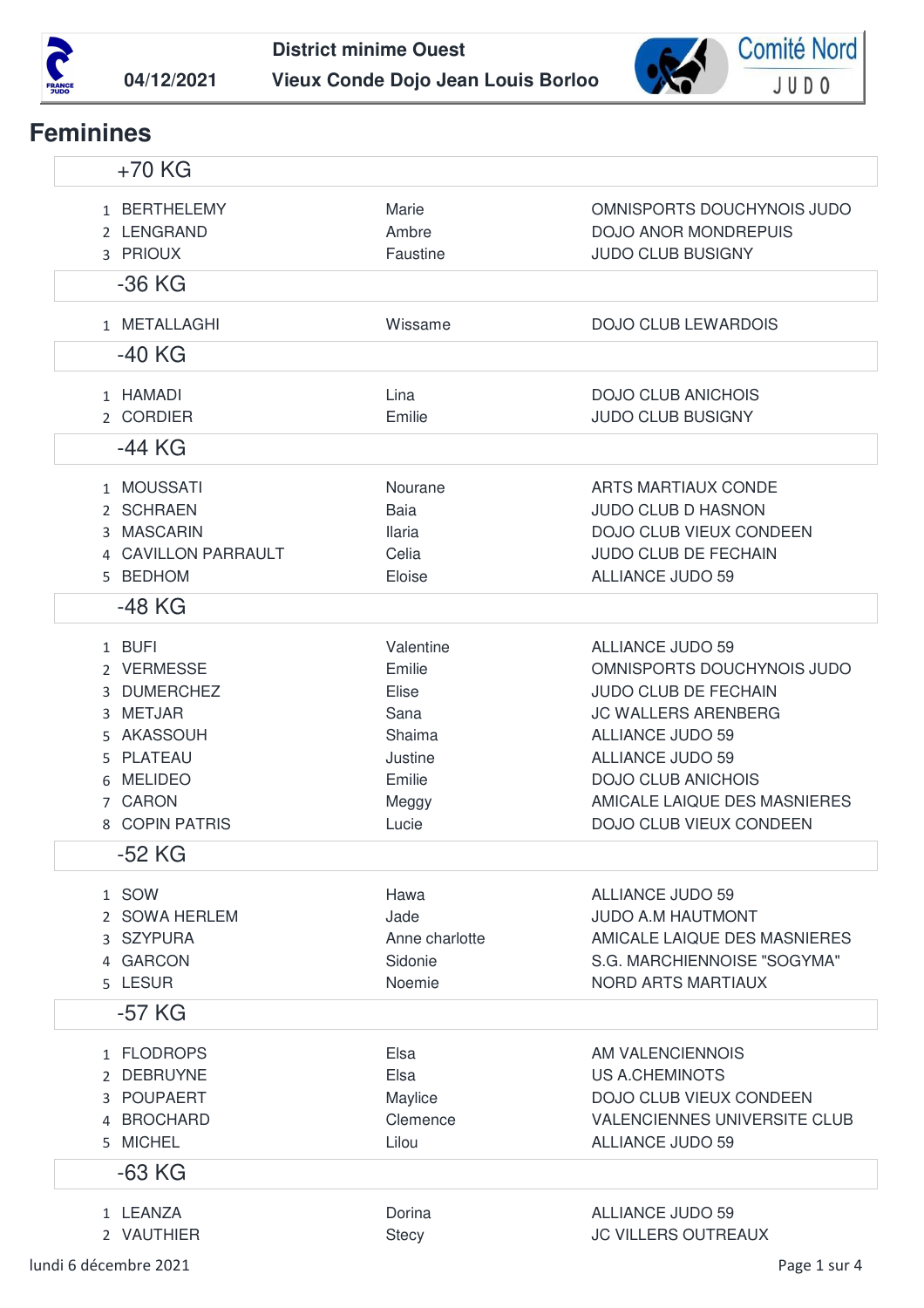04/12/2021

**District minime Ouest**

**Vieux Conde Dojo Jean Louis Borloo**

Comité Nord JUDO

# Feminines

## +70 KG

| | | | |
|---|---|---|---|
| 1 | BERTHELEMY | Marie | OMNISPORTS DOUCHYNOIS JUDO |
| 2 | LENGRAND | Ambre | DOJO ANOR MONDREPUIS |
| 3 | PRIOUX | Faustine | JUDO CLUB BUSIGNY |

## -36 KG

| | | | |
|---|---|---|---|
| 1 | METALLAGHI | Wissame | DOJO CLUB LEWARDOIS |

## -40 KG

| | | | |
|---|---|---|---|
| 1 | HAMADI | Lina | DOJO CLUB ANICHOIS |
| 2 | CORDIER | Emilie | JUDO CLUB BUSIGNY |

## -44 KG

| | | | |
|---|---|---|---|
| 1 | MOUSSATI | Nourane | ARTS MARTIAUX CONDE |
| 2 | SCHRAEN | Baia | JUDO CLUB D HASNON |
| 3 | MASCARIN | Ilaria | DOJO CLUB VIEUX CONDEEN |
| 4 | CAVILLON PARRAULT | Celia | JUDO CLUB DE FECHAIN |
| 5 | BEDHOM | Eloise | ALLIANCE JUDO 59 |

## -48 KG

| | | | |
|---|---|---|---|
| 1 | BUFI | Valentine | ALLIANCE JUDO 59 |
| 2 | VERMESSE | Emilie | OMNISPORTS DOUCHYNOIS JUDO |
| 3 | DUMERCHEZ | Elise | JUDO CLUB DE FECHAIN |
| 3 | METJAR | Sana | JC WALLERS ARENBERG |
| 5 | AKASSOUH | Shaima | ALLIANCE JUDO 59 |
| 5 | PLATEAU | Justine | ALLIANCE JUDO 59 |
| 6 | MELIDEO | Emilie | DOJO CLUB ANICHOIS |
| 7 | CARON | Meggy | AMICALE LAIQUE DES MASNIERES |
| 8 | COPIN PATRIS | Lucie | DOJO CLUB VIEUX CONDEEN |

## -52 KG

| | | | |
|---|---|---|---|
| 1 | SOW | Hawa | ALLIANCE JUDO 59 |
| 2 | SOWA HERLEM | Jade | JUDO A.M HAUTMONT |
| 3 | SZYPURA | Anne charlotte | AMICALE LAIQUE DES MASNIERES |
| 4 | GARCON | Sidonie | S.G. MARCHIENNOISE "SOGYMA" |
| 5 | LESUR | Noemie | NORD ARTS MARTIAUX |

## -57 KG

| | | | |
|---|---|---|---|
| 1 | FLODROPS | Elsa | AM VALENCIENNOIS |
| 2 | DEBRUYNE | Elsa | US A.CHEMINOTS |
| 3 | POUPAERT | Maylice | DOJO CLUB VIEUX CONDEEN |
| 4 | BROCHARD | Clemence | VALENCIENNES UNIVERSITE CLUB |
| 5 | MICHEL | Lilou | ALLIANCE JUDO 59 |

## -63 KG

| | | | |
|---|---|---|---|
| 1 | LEANZA | Dorina | ALLIANCE JUDO 59 |
| 2 | VAUTHIER | Stecy | JC VILLERS OUTREAUX |

lundi 6 décembre 2021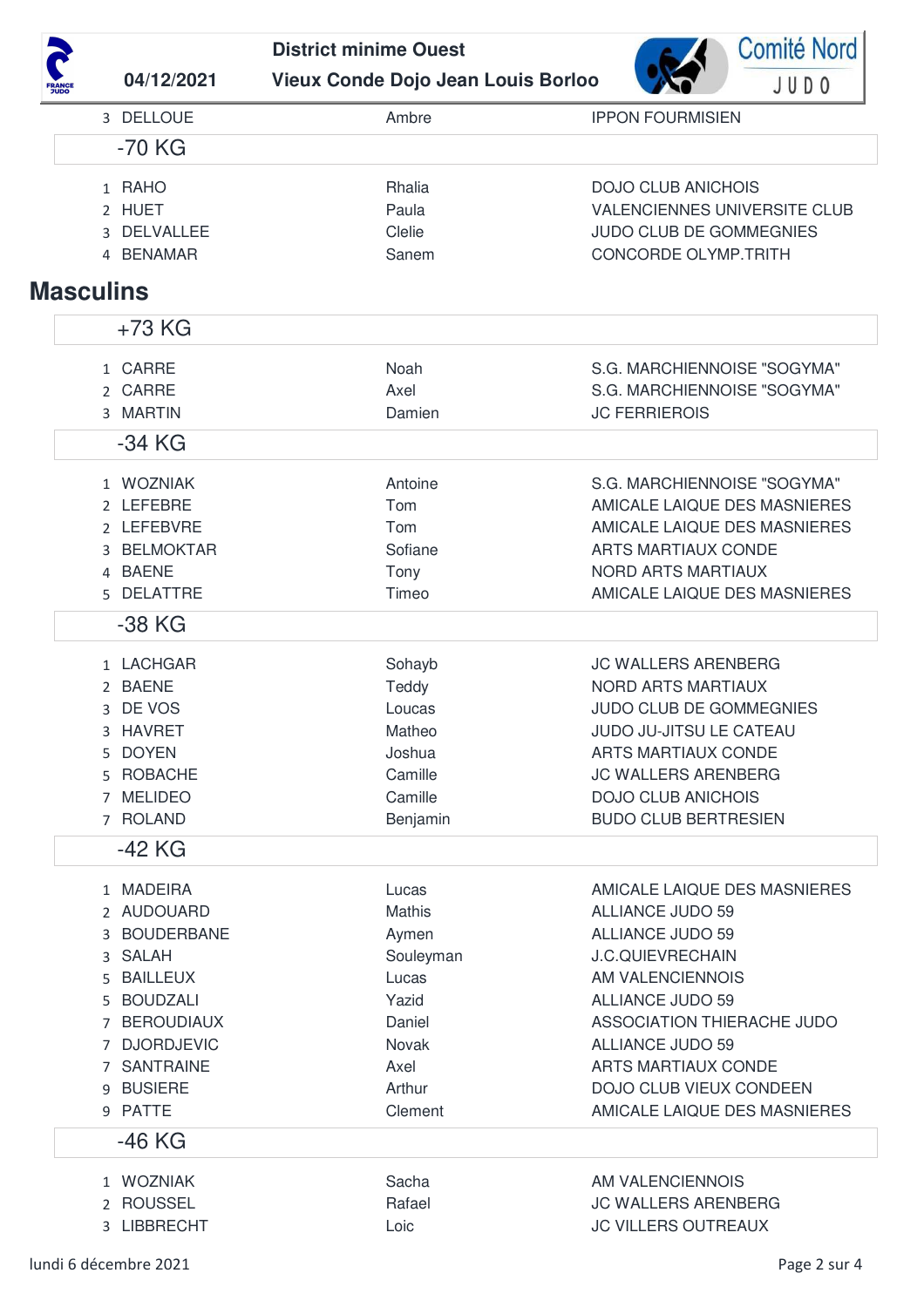| | | | |
|---|---|---|---|
| 3 | DELLOUE | Ambre | IPPON FOURMISIEN |

### -70 KG

| | | | |
|---|---|---|---|
| 1 | RAHO | Rhalia | DOJO CLUB ANICHOIS |
| 2 | HUET | Paula | VALENCIENNES UNIVERSITE CLUB |
| 3 | DELVALLEE | Clelie | JUDO CLUB DE GOMMEGNIES |
| 4 | BENAMAR | Sanem | CONCORDE OLYMP.TRITH |

## Masculins

### +73 KG

| | | | |
|---|---|---|---|
| 1 | CARRE | Noah | S.G. MARCHIENNOISE "SOGYMA" |
| 2 | CARRE | Axel | S.G. MARCHIENNOISE "SOGYMA" |
| 3 | MARTIN | Damien | JC FERRIEROIS |

### -34 KG

| | | | |
|---|---|---|---|
| 1 | WOZNIAK | Antoine | S.G. MARCHIENNOISE "SOGYMA" |
| 2 | LEFEBRE | Tom | AMICALE LAIQUE DES MASNIERES |
| 2 | LEFEBVRE | Tom | AMICALE LAIQUE DES MASNIERES |
| 3 | BELMOKTAR | Sofiane | ARTS MARTIAUX CONDE |
| 4 | BAENE | Tony | NORD ARTS MARTIAUX |
| 5 | DELATTRE | Timeo | AMICALE LAIQUE DES MASNIERES |

### -38 KG

| | | | |
|---|---|---|---|
| 1 | LACHGAR | Sohayb | JC WALLERS ARENBERG |
| 2 | BAENE | Teddy | NORD ARTS MARTIAUX |
| 3 | DE VOS | Loucas | JUDO CLUB DE GOMMEGNIES |
| 3 | HAVRET | Matheo | JUDO JU-JITSU LE CATEAU |
| 5 | DOYEN | Joshua | ARTS MARTIAUX CONDE |
| 5 | ROBACHE | Camille | JC WALLERS ARENBERG |
| 7 | MELIDEO | Camille | DOJO CLUB ANICHOIS |
| 7 | ROLAND | Benjamin | BUDO CLUB BERTRESIEN |

### -42 KG

| | | | |
|---|---|---|---|
| 1 | MADEIRA | Lucas | AMICALE LAIQUE DES MASNIERES |
| 2 | AUDOUARD | Mathis | ALLIANCE JUDO 59 |
| 3 | BOUDERBANE | Aymen | ALLIANCE JUDO 59 |
| 3 | SALAH | Souleyman | J.C.QUIEVRECHAIN |
| 5 | BAILLEUX | Lucas | AM VALENCIENNOIS |
| 5 | BOUDZALI | Yazid | ALLIANCE JUDO 59 |
| 7 | BEROUDIAUX | Daniel | ASSOCIATION THIERACHE JUDO |
| 7 | DJORDJEVIC | Novak | ALLIANCE JUDO 59 |
| 7 | SANTRAINE | Axel | ARTS MARTIAUX CONDE |
| 9 | BUSIERE | Arthur | DOJO CLUB VIEUX CONDEEN |
| 9 | PATTE | Clement | AMICALE LAIQUE DES MASNIERES |

### -46 KG

| | | | |
|---|---|---|---|
| 1 | WOZNIAK | Sacha | AM VALENCIENNOIS |
| 2 | ROUSSEL | Rafael | JC WALLERS ARENBERG |
| 3 | LIBBRECHT | Loic | JC VILLERS OUTREAUX |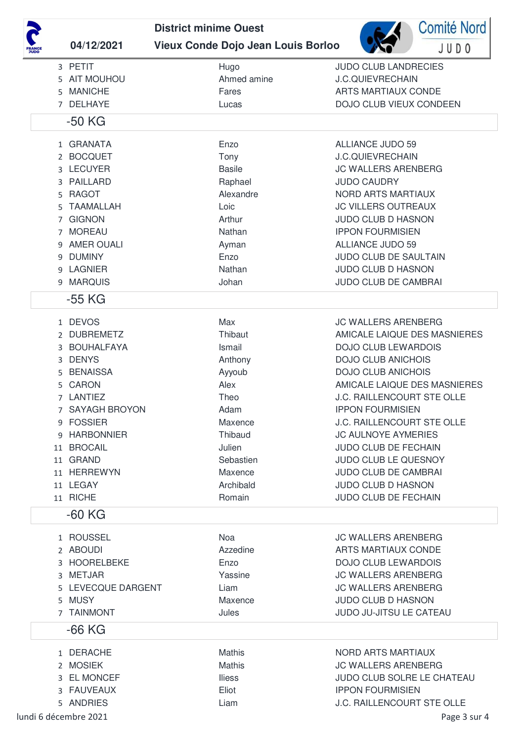| | | | |
|---|---|---|---|
| 3 | PETIT | Hugo | JUDO CLUB LANDRECIES |
| 5 | AIT MOUHOU | Ahmed amine | J.C.QUIEVRECHAIN |
| 5 | MANICHE | Fares | ARTS MARTIAUX CONDE |
| 7 | DELHAYE | Lucas | DOJO CLUB VIEUX CONDEEN |

## -50 KG

| | | | |
|---|---|---|---|
| 1 | GRANATA | Enzo | ALLIANCE JUDO 59 |
| 2 | BOCQUET | Tony | J.C.QUIEVRECHAIN |
| 3 | LECUYER | Basile | JC WALLERS ARENBERG |
| 3 | PAILLARD | Raphael | JUDO CAUDRY |
| 5 | RAGOT | Alexandre | NORD ARTS MARTIAUX |
| 5 | TAAMALLAH | Loic | JC VILLERS OUTREAUX |
| 7 | GIGNON | Arthur | JUDO CLUB D HASNON |
| 7 | MOREAU | Nathan | IPPON FOURMISIEN |
| 9 | AMER OUALI | Ayman | ALLIANCE JUDO 59 |
| 9 | DUMINY | Enzo | JUDO CLUB DE SAULTAIN |
| 9 | LAGNIER | Nathan | JUDO CLUB D HASNON |
| 9 | MARQUIS | Johan | JUDO CLUB DE CAMBRAI |

## -55 KG

| | | | |
|---|---|---|---|
| 1 | DEVOS | Max | JC WALLERS ARENBERG |
| 2 | DUBREMETZ | Thibaut | AMICALE LAIQUE DES MASNIERES |
| 3 | BOUHALFAYA | Ismail | DOJO CLUB LEWARDOIS |
| 3 | DENYS | Anthony | DOJO CLUB ANICHOIS |
| 5 | BENAISSA | Ayyoub | DOJO CLUB ANICHOIS |
| 5 | CARON | Alex | AMICALE LAIQUE DES MASNIERES |
| 7 | LANTIEZ | Theo | J.C. RAILLENCOURT STE OLLE |
| 7 | SAYAGH BROYON | Adam | IPPON FOURMISIEN |
| 9 | FOSSIER | Maxence | J.C. RAILLENCOURT STE OLLE |
| 9 | HARBONNIER | Thibaud | JC AULNOYE AYMERIES |
| 11 | BROCAIL | Julien | JUDO CLUB DE FECHAIN |
| 11 | GRAND | Sebastien | JUDO CLUB LE QUESNOY |
| 11 | HERREWYN | Maxence | JUDO CLUB DE CAMBRAI |
| 11 | LEGAY | Archibald | JUDO CLUB D HASNON |
| 11 | RICHE | Romain | JUDO CLUB DE FECHAIN |

## -60 KG

| | | | |
|---|---|---|---|
| 1 | ROUSSEL | Noa | JC WALLERS ARENBERG |
| 2 | ABOUDI | Azzedine | ARTS MARTIAUX CONDE |
| 3 | HOORELBEKE | Enzo | DOJO CLUB LEWARDOIS |
| 3 | METJAR | Yassine | JC WALLERS ARENBERG |
| 5 | LEVECQUE DARGENT | Liam | JC WALLERS ARENBERG |
| 5 | MUSY | Maxence | JUDO CLUB D HASNON |
| 7 | TAINMONT | Jules | JUDO JU-JITSU LE CATEAU |

## -66 KG

| | | | |
|---|---|---|---|
| 1 | DERACHE | Mathis | NORD ARTS MARTIAUX |
| 2 | MOSIEK | Mathis | JC WALLERS ARENBERG |
| 3 | EL MONCEF | Iliess | JUDO CLUB SOLRE LE CHATEAU |
| 3 | FAUVEAUX | Eliot | IPPON FOURMISIEN |
| 5 | ANDRIES | Liam | J.C. RAILLENCOURT STE OLLE |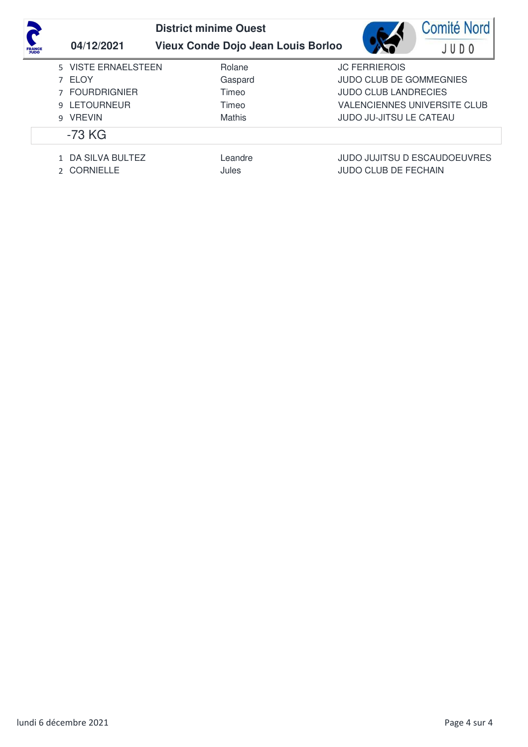| | | | |
|---|---|---|---|
| 5 | VISTE ERNAELSTEEN | Rolane | JC FERRIEROIS |
| 7 | ELOY | Gaspard | JUDO CLUB DE GOMMEGNIES |
| 7 | FOURDRIGNIER | Timeo | JUDO CLUB LANDRECIES |
| 9 | LETOURNEUR | Timeo | VALENCIENNES UNIVERSITE CLUB |
| 9 | VREVIN | Mathis | JUDO JU-JITSU LE CATEAU |

## -73 KG

| | | | |
|---|---|---|---|
| 1 | DA SILVA BULTEZ | Leandre | JUDO JUJITSU D ESCAUDOEUVRES |
| 2 | CORNIELLE | Jules | JUDO CLUB DE FECHAIN |